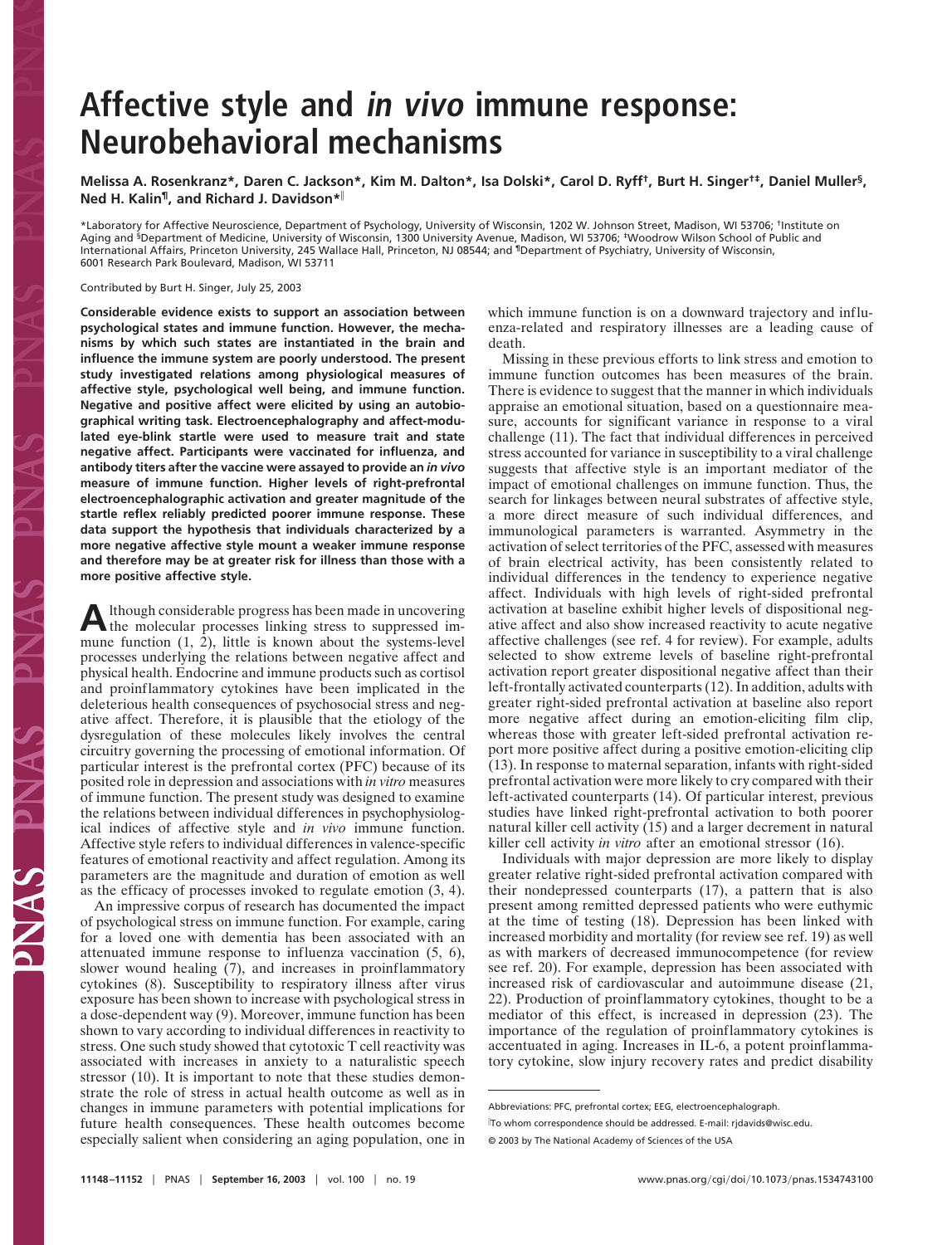# Affective style and *in vivo* immune response: Neurobehavioral mechanisms

Melissa A. Rosenkranz*, Daren C. Jackson*, Kim M. Dalton*, Isa Dolski*, Carol D. Ryff[†], Burt H. Singer[†‡], Daniel Muller[§], Ned H. Kalin[¶], and Richard J. Davidson*[‖]

*Laboratory for Affective Neuroscience, Department of Psychology, University of Wisconsin, 1202 W. Johnson Street, Madison, WI 53706; [†]Institute on Aging and [§]Department of Medicine, University of Wisconsin, 1300 University Avenue, Madison, WI 53706; [‡]Woodrow Wilson School of Public and International Affairs, Princeton University, 245 Wallace Hall, Princeton, NJ 08544; and [¶]Department of Psychiatry, University of Wisconsin, 6001 Research Park Boulevard, Madison, WI 53711

Contributed by Burt H. Singer, July 25, 2003

**Considerable evidence exists to support an association between psychological states and immune function. However, the mechanisms by which such states are instantiated in the brain and influence the immune system are poorly understood. The present study investigated relations among physiological measures of affective style, psychological well being, and immune function. Negative and positive affect were elicited by using an autobiographical writing task. Electroencephalography and affect-modulated eye-blink startle were used to measure trait and state negative affect. Participants were vaccinated for influenza, and antibody titers after the vaccine were assayed to provide an *in vivo* measure of immune function. Higher levels of right-prefrontal electroencephalographic activation and greater magnitude of the startle reflex reliably predicted poorer immune response. These data support the hypothesis that individuals characterized by a more negative affective style mount a weaker immune response and therefore may be at greater risk for illness than those with a more positive affective style.**

Although considerable progress has been made in uncovering the molecular processes linking stress to suppressed immune function (1, 2), little is known about the systems-level processes underlying the relations between negative affect and physical health. Endocrine and immune products such as cortisol and proinflammatory cytokines have been implicated in the deleterious health consequences of psychosocial stress and negative affect. Therefore, it is plausible that the etiology of the dysregulation of these molecules likely involves the central circuitry governing the processing of emotional information. Of particular interest is the prefrontal cortex (PFC) because of its posited role in depression and associations with *in vitro* measures of immune function. The present study was designed to examine the relations between individual differences in psychophysiological indices of affective style and *in vivo* immune function. Affective style refers to individual differences in valence-specific features of emotional reactivity and affect regulation. Among its parameters are the magnitude and duration of emotion as well as the efficacy of processes invoked to regulate emotion (3, 4).

An impressive corpus of research has documented the impact of psychological stress on immune function. For example, caring for a loved one with dementia has been associated with an attenuated immune response to influenza vaccination (5, 6), slower wound healing (7), and increases in proinflammatory cytokines (8). Susceptibility to respiratory illness after virus exposure has been shown to increase with psychological stress in a dose-dependent way (9). Moreover, immune function has been shown to vary according to individual differences in reactivity to stress. One such study showed that cytotoxic T cell reactivity was associated with increases in anxiety to a naturalistic speech stressor (10). It is important to note that these studies demonstrate the role of stress in actual health outcome as well as in changes in immune parameters with potential implications for future health consequences. These health outcomes become especially salient when considering an aging population, one in which immune function is on a downward trajectory and influenza-related and respiratory illnesses are a leading cause of death.

Missing in these previous efforts to link stress and emotion to immune function outcomes has been measures of the brain. There is evidence to suggest that the manner in which individuals appraise an emotional situation, based on a questionnaire measure, accounts for significant variance in response to a viral challenge (11). The fact that individual differences in perceived stress accounted for variance in susceptibility to a viral challenge suggests that affective style is an important mediator of the impact of emotional challenges on immune function. Thus, the search for linkages between neural substrates of affective style, a more direct measure of such individual differences, and immunological parameters is warranted. Asymmetry in the activation of select territories of the PFC, assessed with measures of brain electrical activity, has been consistently related to individual differences in the tendency to experience negative affect. Individuals with high levels of right-sided prefrontal activation at baseline exhibit higher levels of dispositional negative affect and also show increased reactivity to acute negative affective challenges (see ref. 4 for review). For example, adults selected to show extreme levels of baseline right-prefrontal activation report greater dispositional negative affect than their left-frontally activated counterparts (12). In addition, adults with greater right-sided prefrontal activation at baseline also report more negative affect during an emotion-eliciting film clip, whereas those with greater left-sided prefrontal activation report more positive affect during a positive emotion-eliciting clip (13). In response to maternal separation, infants with right-sided prefrontal activation were more likely to cry compared with their left-activated counterparts (14). Of particular interest, previous studies have linked right-prefrontal activation to both poorer natural killer cell activity (15) and a larger decrement in natural killer cell activity *in vitro* after an emotional stressor (16).

Individuals with major depression are more likely to display greater relative right-sided prefrontal activation compared with their nondepressed counterparts (17), a pattern that is also present among remitted depressed patients who were euthymic at the time of testing (18). Depression has been linked with increased morbidity and mortality (for review see ref. 19) as well as with markers of decreased immunocompetence (for review see ref. 20). For example, depression has been associated with increased risk of cardiovascular and autoimmune disease (21, 22). Production of proinflammatory cytokines, thought to be a mediator of this effect, is increased in depression (23). The importance of the regulation of proinflammatory cytokines is accentuated in aging. Increases in IL-6, a potent proinflammatory cytokine, slow injury recovery rates and predict disability

Abbreviations: PFC, prefrontal cortex; EEG, electroencephalograph.

[‖]To whom correspondence should be addressed. E-mail: rjdavids@wisc.edu.

© 2003 by The National Academy of Sciences of the USA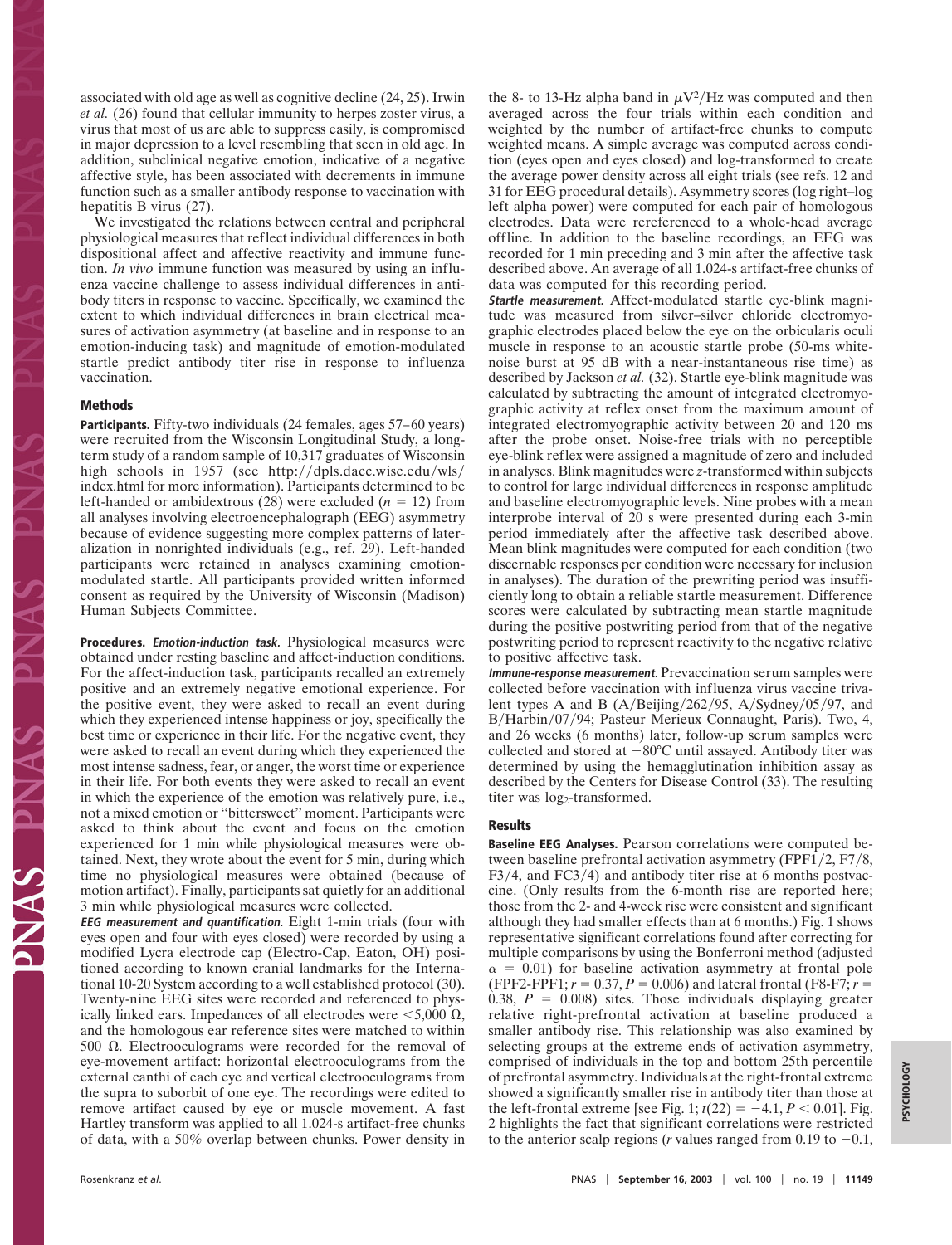associated with old age as well as cognitive decline (24, 25). Irwin *et al.* (26) found that cellular immunity to herpes zoster virus, a virus that most of us are able to suppress easily, is compromised in major depression to a level resembling that seen in old age. In addition, subclinical negative emotion, indicative of a negative affective style, has been associated with decrements in immune function such as a smaller antibody response to vaccination with hepatitis B virus (27).

We investigated the relations between central and peripheral physiological measures that reflect individual differences in both dispositional affect and affective reactivity and immune function. *In vivo* immune function was measured by using an influenza vaccine challenge to assess individual differences in antibody titers in response to vaccine. Specifically, we examined the extent to which individual differences in brain electrical measures of activation asymmetry (at baseline and in response to an emotion-inducing task) and magnitude of emotion-modulated startle predict antibody titer rise in response to influenza vaccination.

## Methods

**Participants.** Fifty-two individuals (24 females, ages 57–60 years) were recruited from the Wisconsin Longitudinal Study, a long-term study of a random sample of 10,317 graduates of Wisconsin high schools in 1957 (see http://dpls.dacc.wisc.edu/wls/index.html for more information). Participants determined to be left-handed or ambidextrous (28) were excluded ($n = 12$) from all analyses involving electroencephalograph (EEG) asymmetry because of evidence suggesting more complex patterns of lateralization in nonrighted individuals (e.g., ref. 29). Left-handed participants were retained in analyses examining emotion-modulated startle. All participants provided written informed consent as required by the University of Wisconsin (Madison) Human Subjects Committee.

**Procedures.** ***Emotion-induction task.*** Physiological measures were obtained under resting baseline and affect-induction conditions. For the affect-induction task, participants recalled an extremely positive and an extremely negative emotional experience. For the positive event, they were asked to recall an event during which they experienced intense happiness or joy, specifically the best time or experience in their life. For the negative event, they were asked to recall an event during which they experienced the most intense sadness, fear, or anger, the worst time or experience in their life. For both events they were asked to recall an event in which the experience of the emotion was relatively pure, i.e., not a mixed emotion or "bittersweet" moment. Participants were asked to think about the event and focus on the emotion experienced for 1 min while physiological measures were obtained. Next, they wrote about the event for 5 min, during which time no physiological measures were obtained (because of motion artifact). Finally, participants sat quietly for an additional 3 min while physiological measures were collected.

***EEG measurement and quantification.*** Eight 1-min trials (four with eyes open and four with eyes closed) were recorded by using a modified Lycra electrode cap (Electro-Cap, Eaton, OH) positioned according to known cranial landmarks for the International 10-20 System according to a well established protocol (30). Twenty-nine EEG sites were recorded and referenced to physically linked ears. Impedances of all electrodes were $<5{,}000\ \Omega$, and the homologous ear reference sites were matched to within $500\ \Omega$. Electrooculograms were recorded for the removal of eye-movement artifact: horizontal electrooculograms from the external canthi of each eye and vertical electrooculograms from the supra to suborbit of one eye. The recordings were edited to remove artifact caused by eye or muscle movement. A fast Hartley transform was applied to all 1.024-s artifact-free chunks of data, with a 50% overlap between chunks. Power density in the 8- to 13-Hz alpha band in $\mu V^2/Hz$ was computed and then averaged across the four trials within each condition and weighted by the number of artifact-free chunks to compute weighted means. A simple average was computed across condition (eyes open and eyes closed) and log-transformed to create the average power density across all eight trials (see refs. 12 and 31 for EEG procedural details). Asymmetry scores (log right–log left alpha power) were computed for each pair of homologous electrodes. Data were rereferenced to a whole-head average offline. In addition to the baseline recordings, an EEG was recorded for 1 min preceding and 3 min after the affective task described above. An average of all 1.024-s artifact-free chunks of data was computed for this recording period.

***Startle measurement.*** Affect-modulated startle eye-blink magnitude was measured from silver–silver chloride electromyographic electrodes placed below the eye on the orbicularis oculi muscle in response to an acoustic startle probe (50-ms white-noise burst at 95 dB with a near-instantaneous rise time) as described by Jackson *et al.* (32). Startle eye-blink magnitude was calculated by subtracting the amount of integrated electromyographic activity at reflex onset from the maximum amount of integrated electromyographic activity between 20 and 120 ms after the probe onset. Noise-free trials with no perceptible eye-blink reflex were assigned a magnitude of zero and included in analyses. Blink magnitudes were *z*-transformed within subjects to control for large individual differences in response amplitude and baseline electromyographic levels. Nine probes with a mean interprobe interval of 20 s were presented during each 3-min period immediately after the affective task described above. Mean blink magnitudes were computed for each condition (two discernable responses per condition were necessary for inclusion in analyses). The duration of the prewriting period was insufficiently long to obtain a reliable startle measurement. Difference scores were calculated by subtracting mean startle magnitude during the positive postwriting period from that of the negative postwriting period to represent reactivity to the negative relative to positive affective task.

***Immune-response measurement.*** Prevaccination serum samples were collected before vaccination with influenza virus vaccine trivalent types A and B (A/Beijing/262/95, A/Sydney/05/97, and B/Harbin/07/94; Pasteur Merieux Connaught, Paris). Two, 4, and 26 weeks (6 months) later, follow-up serum samples were collected and stored at $-80°C$ until assayed. Antibody titer was determined by using the hemagglutination inhibition assay as described by the Centers for Disease Control (33). The resulting titer was $\log_2$-transformed.

## Results

**Baseline EEG Analyses.** Pearson correlations were computed between baseline prefrontal activation asymmetry (FPF1/2, F7/8, F3/4, and FC3/4) and antibody titer rise at 6 months postvaccine. (Only results from the 6-month rise are reported here; those from the 2- and 4-week rise were consistent and significant although they had smaller effects than at 6 months.) Fig. 1 shows representative significant correlations found after correcting for multiple comparisons by using the Bonferroni method (adjusted $\alpha = 0.01$) for baseline activation asymmetry at frontal pole (FPF2-FPF1; $r = 0.37$, $P = 0.006$) and lateral frontal (F8-F7; $r = 0.38$, $P = 0.008$) sites. Those individuals displaying greater relative right-prefrontal activation at baseline produced a smaller antibody rise. This relationship was also examined by selecting groups at the extreme ends of activation asymmetry, comprised of individuals in the top and bottom 25th percentile of prefrontal asymmetry. Individuals at the right-frontal extreme showed a significantly smaller rise in antibody titer than those at the left-frontal extreme [see Fig. 1; $t(22) = -4.1$, $P < 0.01$]. Fig. 2 highlights the fact that significant correlations were restricted to the anterior scalp regions ($r$ values ranged from 0.19 to $-0.1$,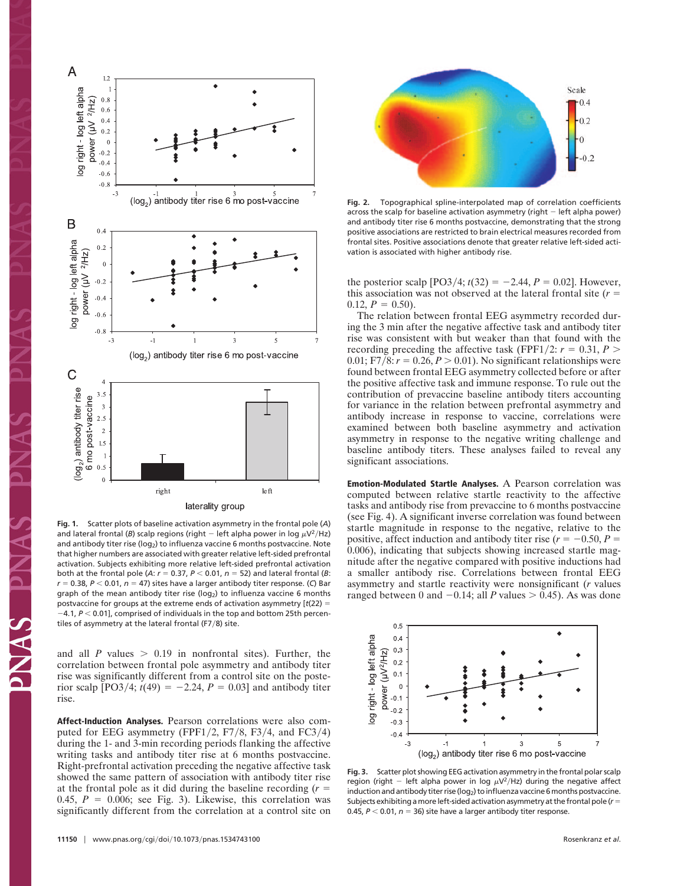Fig. 1. Scatter plots of baseline activation asymmetry in the frontal pole (*A*) and lateral frontal (*B*) scalp regions (right − left alpha power in log $\mu V^2/Hz$) and antibody titer rise ($log_2$) to influenza vaccine 6 months postvaccine. Note that higher numbers are associated with greater relative left-sided prefrontal activation. Subjects exhibiting more relative left-sided prefrontal activation both at the frontal pole (*A*: $r = 0.37$, $P < 0.01$, $n = 52$) and lateral frontal (*B*: $r = 0.38$, $P < 0.01$, $n = 47$) sites have a larger antibody titer response. (*C*) Bar graph of the mean antibody titer rise ($log_2$) to influenza vaccine 6 months postvaccine for groups at the extreme ends of activation asymmetry [$t(22) = -4.1$, $P < 0.01$], comprised of individuals in the top and bottom 25th percentiles of asymmetry at the lateral frontal (F7/8) site.

Fig. 2. Topographical spline-interpolated map of correlation coefficients across the scalp for baseline activation asymmetry (right − left alpha power) and antibody titer rise 6 months postvaccine, demonstrating that the strong positive associations are restricted to brain electrical measures recorded from frontal sites. Positive associations denote that greater relative left-sided activation is associated with higher antibody rise.

and all *P* values > 0.19 in nonfrontal sites). Further, the correlation between frontal pole asymmetry and antibody titer rise was significantly different from a control site on the posterior scalp [PO3/4; $t(49) = -2.24$, $P = 0.03$] and antibody titer rise.

**Affect-Induction Analyses.** Pearson correlations were also computed for EEG asymmetry (FPF1/2, F7/8, F3/4, and FC3/4) during the 1- and 3-min recording periods flanking the affective writing tasks and antibody titer rise at 6 months postvaccine. Right-prefrontal activation preceding the negative affective task showed the same pattern of association with antibody titer rise at the frontal pole as it did during the baseline recording ($r = 0.45$, $P = 0.006$; see Fig. 3). Likewise, this correlation was significantly different from the correlation at a control site on the posterior scalp [PO3/4; $t(32) = -2.44$, $P = 0.02$]. However, this association was not observed at the lateral frontal site ($r = 0.12$, $P = 0.50$).

The relation between frontal EEG asymmetry recorded during the 3 min after the negative affective task and antibody titer rise was consistent with but weaker than that found with the recording preceding the affective task (FPF1/2: $r = 0.31$, $P > 0.01$; F7/8: $r = 0.26$, $P > 0.01$). No significant relationships were found between frontal EEG asymmetry collected before or after the positive affective task and the immune response. To rule out the contribution of prevaccine baseline antibody titers accounting for variance in the relation between prefrontal asymmetry and antibody increase in response to vaccine, correlations were examined between both baseline asymmetry and activation asymmetry in response to the negative writing challenge and baseline antibody titers. These analyses failed to reveal any significant associations.

**Emotion-Modulated Startle Analyses.** A Pearson correlation was computed between relative startle reactivity to the affective tasks and antibody rise from prevaccine to 6 months postvaccine (see Fig. 4). A significant inverse correlation was found between startle magnitude in response to the negative, relative to the positive, affect induction and antibody titer rise ($r = -0.50$, $P = 0.006$), indicating that subjects showing increased startle magnitude after the negative compared with positive inductions had a smaller antibody rise. Correlations between frontal EEG asymmetry and startle reactivity were nonsignificant (*r* values ranged between 0 and −0.14; all *P* values > 0.45). As was done

Fig. 3. Scatter plot showing EEG activation asymmetry in the frontal polar scalp region (right − left alpha power in log $\mu V^2/Hz$) during the negative affect induction and antibody titer rise ($log_2$) to influenza vaccine 6 months postvaccine. Subjects exhibiting a more left-sided activation asymmetry at the frontal pole ($r = 0.45$, $P < 0.01$, $n = 36$) site have a larger antibody titer response.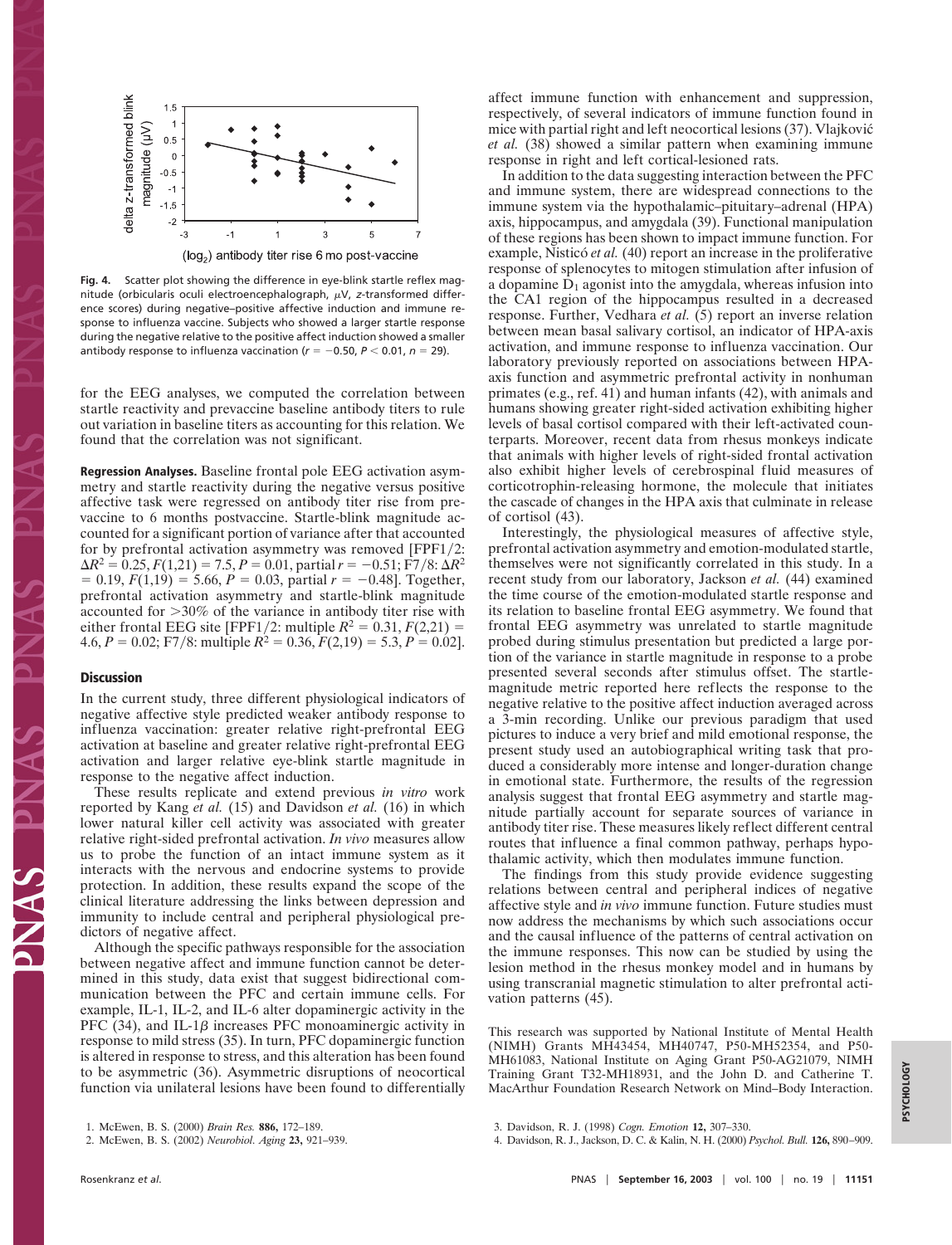**Fig. 4.** Scatter plot showing the difference in eye-blink startle reflex magnitude (orbicularis oculi electroencephalograph, $\mu$V, z-transformed difference scores) during negative–positive affective induction and immune response to influenza vaccine. Subjects who showed a larger startle response during the negative relative to the positive affect induction showed a smaller antibody response to influenza vaccination ($r = -0.50$, $P < 0.01$, $n = 29$).

for the EEG analyses, we computed the correlation between startle reactivity and prevaccine baseline antibody titers to rule out variation in baseline titers as accounting for this relation. We found that the correlation was not significant.

**Regression Analyses.** Baseline frontal pole EEG activation asymmetry and startle reactivity during the negative versus positive affective task were regressed on antibody titer rise from prevaccine to 6 months postvaccine. Startle-blink magnitude accounted for a significant portion of variance after that accounted for by prefrontal activation asymmetry was removed [FPF1/2: $\Delta R^2 = 0.25$, $F(1,21) = 7.5$, $P = 0.01$, partial $r = -0.51$; F7/8: $\Delta R^2 = 0.19$, $F(1,19) = 5.66$, $P = 0.03$, partial $r = -0.48$]. Together, prefrontal activation asymmetry and startle-blink magnitude accounted for >30% of the variance in antibody titer rise with either frontal EEG site [FPF1/2: multiple $R^2 = 0.31$, $F(2,21) = 4.6$, $P = 0.02$; F7/8: multiple $R^2 = 0.36$, $F(2,19) = 5.3$, $P = 0.02$].

## Discussion

In the current study, three different physiological indicators of negative affective style predicted weaker antibody response to influenza vaccination: greater relative right-prefrontal EEG activation at baseline and greater relative right-prefrontal EEG activation and larger relative eye-blink startle magnitude in response to the negative affect induction.

These results replicate and extend previous *in vitro* work reported by Kang *et al.* (15) and Davidson *et al.* (16) in which lower natural killer cell activity was associated with greater relative right-sided prefrontal activation. *In vivo* measures allow us to probe the function of an intact immune system as it interacts with the nervous and endocrine systems to provide protection. In addition, these results expand the scope of the clinical literature addressing the links between depression and immunity to include central and peripheral physiological predictors of negative affect.

Although the specific pathways responsible for the association between negative affect and immune function cannot be determined in this study, data exist that suggest bidirectional communication between the PFC and certain immune cells. For example, IL-1, IL-2, and IL-6 alter dopaminergic activity in the PFC (34), and IL-1$\beta$ increases PFC monoaminergic activity in response to mild stress (35). In turn, PFC dopaminergic function is altered in response to stress, and this alteration has been found to be asymmetric (36). Asymmetric disruptions of neocortical function via unilateral lesions have been found to differentially affect immune function with enhancement and suppression, respectively, of several indicators of immune function found in mice with partial right and left neocortical lesions (37). Vlajković *et al.* (38) showed a similar pattern when examining immune response in right and left cortical-lesioned rats.

In addition to the data suggesting interaction between the PFC and immune system, there are widespread connections to the immune system via the hypothalamic–pituitary–adrenal (HPA) axis, hippocampus, and amygdala (39). Functional manipulation of these regions has been shown to impact immune function. For example, Nisticó *et al.* (40) report an increase in the proliferative response of splenocytes to mitogen stimulation after infusion of a dopamine $D_1$ agonist into the amygdala, whereas infusion into the CA1 region of the hippocampus resulted in a decreased response. Further, Vedhara *et al.* (5) report an inverse relation between mean basal salivary cortisol, an indicator of HPA-axis activation, and immune response to influenza vaccination. Our laboratory previously reported on associations between HPA-axis function and asymmetric prefrontal activity in nonhuman primates (e.g., ref. 41) and human infants (42), with animals and humans showing greater right-sided activation exhibiting higher levels of basal cortisol compared with their left-activated counterparts. Moreover, recent data from rhesus monkeys indicate that animals with higher levels of right-sided frontal activation also exhibit higher levels of cerebrospinal fluid measures of corticotrophin-releasing hormone, the molecule that initiates the cascade of changes in the HPA axis that culminate in release of cortisol (43).

Interestingly, the physiological measures of affective style, prefrontal activation asymmetry and emotion-modulated startle, themselves were not significantly correlated in this study. In a recent study from our laboratory, Jackson *et al.* (44) examined the time course of the emotion-modulated startle response and its relation to baseline frontal EEG asymmetry. We found that frontal EEG asymmetry was unrelated to startle magnitude probed during stimulus presentation but predicted a large portion of the variance in startle magnitude in response to a probe presented several seconds after stimulus offset. The startle-magnitude metric reported here reflects the response to the negative relative to the positive affect induction averaged across a 3-min recording. Unlike our previous paradigm that used pictures to induce a very brief and mild emotional response, the present study used an autobiographical writing task that produced a considerably more intense and longer-duration change in emotional state. Furthermore, the results of the regression analysis suggest that frontal EEG asymmetry and startle magnitude partially account for separate sources of variance in antibody titer rise. These measures likely reflect different central routes that influence a final common pathway, perhaps hypothalamic activity, which then modulates immune function.

The findings from this study provide evidence suggesting relations between central and peripheral indices of negative affective style and *in vivo* immune function. Future studies must now address the mechanisms by which such associations occur and the causal influence of the patterns of central activation on the immune responses. This now can be studied by using the lesion method in the rhesus monkey model and in humans by using transcranial magnetic stimulation to alter prefrontal activation patterns (45).

This research was supported by National Institute of Mental Health (NIMH) Grants MH43454, MH40747, P50-MH52354, and P50-MH61083, National Institute on Aging Grant P50-AG21079, NIMH Training Grant T32-MH18931, and the John D. and Catherine T. MacArthur Foundation Research Network on Mind–Body Interaction.

1. McEwen, B. S. (2000) *Brain Res.* **886,** 172–189.
2. McEwen, B. S. (2002) *Neurobiol. Aging* **23,** 921–939.
3. Davidson, R. J. (1998) *Cogn. Emotion* **12,** 307–330.
4. Davidson, R. J., Jackson, D. C. & Kalin, N. H. (2000) *Psychol. Bull.* **126,** 890–909.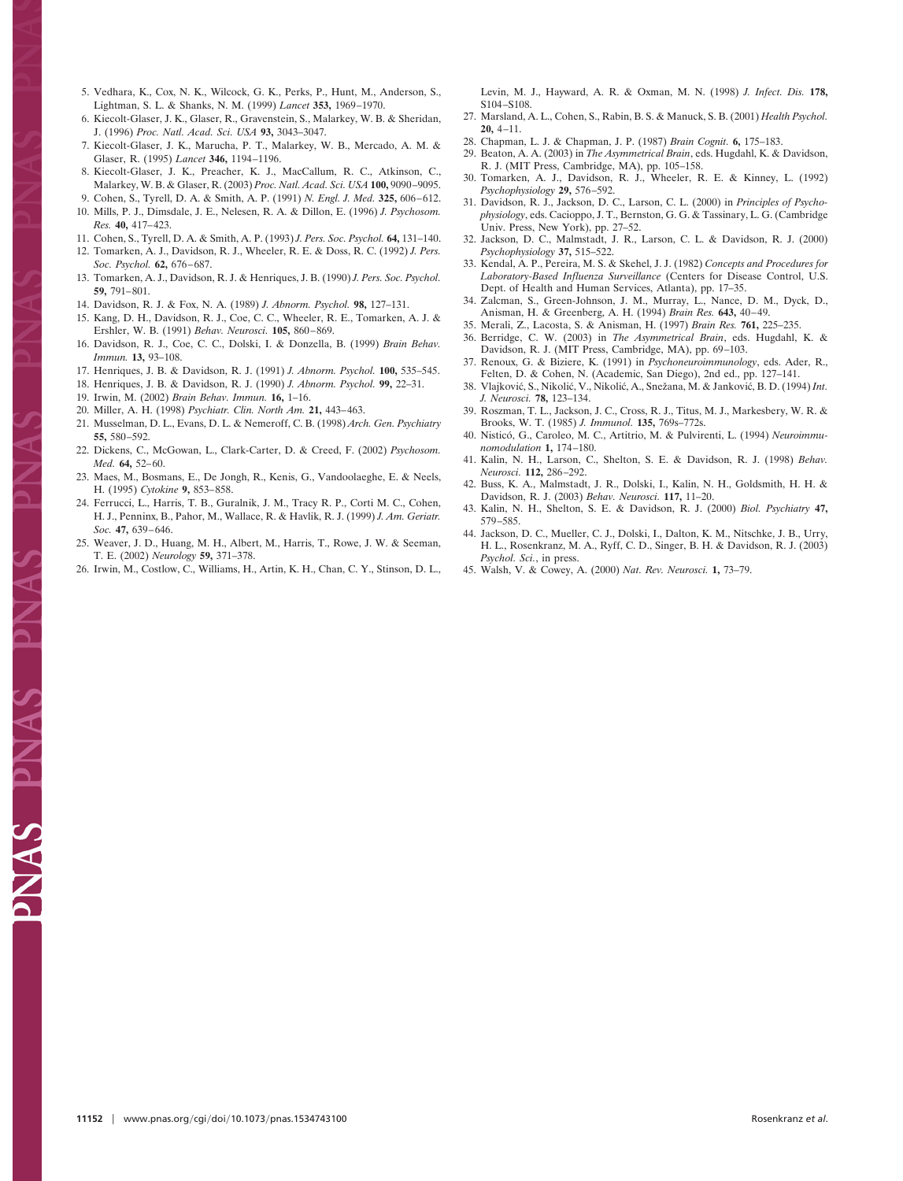5. Vedhara, K., Cox, N. K., Wilcock, G. K., Perks, P., Hunt, M., Anderson, S., Lightman, S. L. & Shanks, N. M. (1999) *Lancet* **353,** 1969–1970.
6. Kiecolt-Glaser, J. K., Glaser, R., Gravenstein, S., Malarkey, W. B. & Sheridan, J. (1996) *Proc. Natl. Acad. Sci. USA* **93,** 3043–3047.
7. Kiecolt-Glaser, J. K., Marucha, P. T., Malarkey, W. B., Mercado, A. M. & Glaser, R. (1995) *Lancet* **346,** 1194–1196.
8. Kiecolt-Glaser, J. K., Preacher, K. J., MacCallum, R. C., Atkinson, C., Malarkey, W. B. & Glaser, R. (2003) *Proc. Natl. Acad. Sci. USA* **100,** 9090–9095.
9. Cohen, S., Tyrell, D. A. & Smith, A. P. (1991) *N. Engl. J. Med.* **325,** 606–612.
10. Mills, P. J., Dimsdale, J. E., Nelesen, R. A. & Dillon, E. (1996) *J. Psychosom. Res.* **40,** 417–423.
11. Cohen, S., Tyrell, D. A. & Smith, A. P. (1993) *J. Pers. Soc. Psychol.* **64,** 131–140.
12. Tomarken, A. J., Davidson, R. J., Wheeler, R. E. & Doss, R. C. (1992) *J. Pers. Soc. Psychol.* **62,** 676–687.
13. Tomarken, A. J., Davidson, R. J. & Henriques, J. B. (1990) *J. Pers. Soc. Psychol.* **59,** 791–801.
14. Davidson, R. J. & Fox, N. A. (1989) *J. Abnorm. Psychol.* **98,** 127–131.
15. Kang, D. H., Davidson, R. J., Coe, C. C., Wheeler, R. E., Tomarken, A. J. & Ershler, W. B. (1991) *Behav. Neurosci.* **105,** 860–869.
16. Davidson, R. J., Coe, C. C., Dolski, I. & Donzella, B. (1999) *Brain Behav. Immun.* **13,** 93–108.
17. Henriques, J. B. & Davidson, R. J. (1991) *J. Abnorm. Psychol.* **100,** 535–545.
18. Henriques, J. B. & Davidson, R. J. (1990) *J. Abnorm. Psychol.* **99,** 22–31.
19. Irwin, M. (2002) *Brain Behav. Immun.* **16,** 1–16.
20. Miller, A. H. (1998) *Psychiatr. Clin. North Am.* **21,** 443–463.
21. Musselman, D. L., Evans, D. L. & Nemeroff, C. B. (1998) *Arch. Gen. Psychiatry* **55,** 580–592.
22. Dickens, C., McGowan, L., Clark-Carter, D. & Creed, F. (2002) *Psychosom. Med.* **64,** 52–60.
23. Maes, M., Bosmans, E., De Jongh, R., Kenis, G., Vandoolaeghe, E. & Neels, H. (1995) *Cytokine* **9,** 853–858.
24. Ferrucci, L., Harris, T. B., Guralnik, J. M., Tracy R. P., Corti M. C., Cohen, H. J., Penninx, B., Pahor, M., Wallace, R. & Havlik, R. J. (1999) *J. Am. Geriatr. Soc.* **47,** 639–646.
25. Weaver, J. D., Huang, M. H., Albert, M., Harris, T., Rowe, J. W. & Seeman, T. E. (2002) *Neurology* **59,** 371–378.
26. Irwin, M., Costlow, C., Williams, H., Artin, K. H., Chan, C. Y., Stinson, D. L., Levin, M. J., Hayward, A. R. & Oxman, M. N. (1998) *J. Infect. Dis.* **178,** S104–S108.
27. Marsland, A. L., Cohen, S., Rabin, B. S. & Manuck, S. B. (2001) *Health Psychol.* **20,** 4–11.
28. Chapman, L. J. & Chapman, J. P. (1987) *Brain Cognit.* **6,** 175–183.
29. Beaton, A. A. (2003) in *The Asymmetrical Brain*, eds. Hugdahl, K. & Davidson, R. J. (MIT Press, Cambridge, MA), pp. 105–158.
30. Tomarken, A. J., Davidson, R. J., Wheeler, R. E. & Kinney, L. (1992) *Psychophysiology* **29,** 576–592.
31. Davidson, R. J., Jackson, D. C., Larson, C. L. (2000) in *Principles of Psychophysiology*, eds. Cacioppo, J. T., Bernston, G. G. & Tassinary, L. G. (Cambridge Univ. Press, New York), pp. 27–52.
32. Jackson, D. C., Malmstadt, J. R., Larson, C. L. & Davidson, R. J. (2000) *Psychophysiology* **37,** 515–522.
33. Kendal, A. P., Pereira, M. S. & Skehel, J. J. (1982) *Concepts and Procedures for Laboratory-Based Influenza Surveillance* (Centers for Disease Control, U.S. Dept. of Health and Human Services, Atlanta), pp. 17–35.
34. Zalcman, S., Green-Johnson, J. M., Murray, L., Nance, D. M., Dyck, D., Anisman, H. & Greenberg, A. H. (1994) *Brain Res.* **643,** 40–49.
35. Merali, Z., Lacosta, S. & Anisman, H. (1997) *Brain Res.* **761,** 225–235.
36. Berridge, C. W. (2003) in *The Asymmetrical Brain*, eds. Hugdahl, K. & Davidson, R. J. (MIT Press, Cambridge, MA), pp. 69–103.
37. Renoux, G. & Biziere, K. (1991) in *Psychoneuroimmunology*, eds. Ader, R., Felten, D. & Cohen, N. (Academic, San Diego), 2nd ed., pp. 127–141.
38. Vlajković, S., Nikolić, V., Nikolić, A., Snežana, M. & Janković, B. D. (1994) *Int. J. Neurosci.* **78,** 123–134.
39. Roszman, T. L., Jackson, J. C., Cross, R. J., Titus, M. J., Markesbery, W. R. & Brooks, W. T. (1985) *J. Immunol.* **135,** 769s–772s.
40. Nisticó, G., Caroleo, M. C., Artitrio, M. & Pulvirenti, L. (1994) *Neuroimmunomodulation* **1,** 174–180.
41. Kalin, N. H., Larson, C., Shelton, S. E. & Davidson, R. J. (1998) *Behav. Neurosci.* **112,** 286–292.
42. Buss, K. A., Malmstadt, J. R., Dolski, I., Kalin, N. H., Goldsmith, H. H. & Davidson, R. J. (2003) *Behav. Neurosci.* **117,** 11–20.
43. Kalin, N. H., Shelton, S. E. & Davidson, R. J. (2000) *Biol. Psychiatry* **47,** 579–585.
44. Jackson, D. C., Mueller, C. J., Dolski, I., Dalton, K. M., Nitschke, J. B., Urry, H. L., Rosenkranz, M. A., Ryff, C. D., Singer, B. H. & Davidson, R. J. (2003) *Psychol. Sci.*, in press.
45. Walsh, V. & Cowey, A. (2000) *Nat. Rev. Neurosci.* **1,** 73–79.